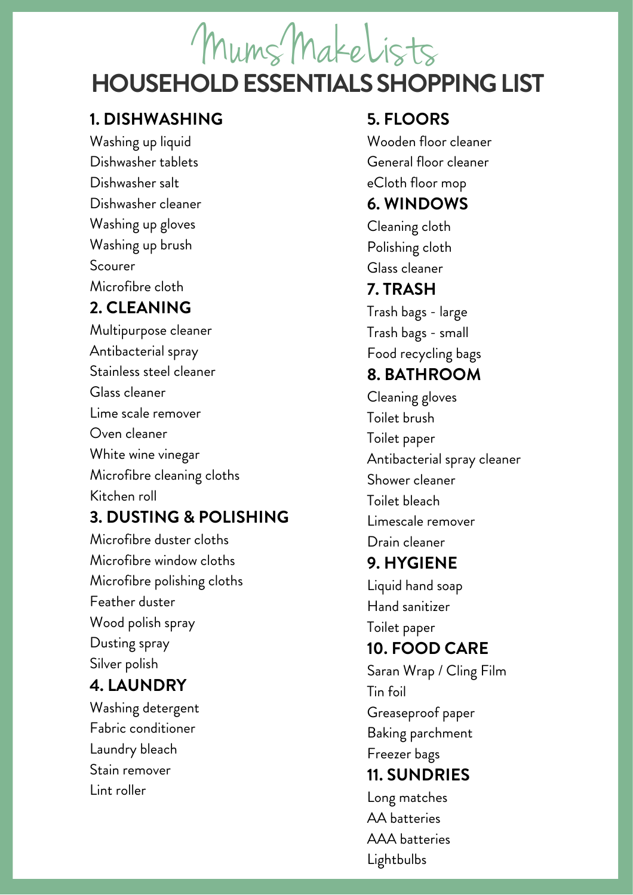MumsMakeLists

# HOUSEHOLD ESSENTIALS SHOPPING LIST

## 1. DISHWASHING

Washing up liquid
Dishwasher tablets
Dishwasher salt
Dishwasher cleaner
Washing up gloves
Washing up brush
Scourer
Microfibre cloth

## 2. CLEANING

Multipurpose cleaner
Antibacterial spray
Stainless steel cleaner
Glass cleaner
Lime scale remover
Oven cleaner
White wine vinegar
Microfibre cleaning cloths
Kitchen roll

## 3. DUSTING & POLISHING

Microfibre duster cloths
Microfibre window cloths
Microfibre polishing cloths
Feather duster
Wood polish spray
Dusting spray
Silver polish

## 4. LAUNDRY

Washing detergent
Fabric conditioner
Laundry bleach
Stain remover
Lint roller

## 5. FLOORS

Wooden floor cleaner
General floor cleaner
eCloth floor mop

## 6. WINDOWS

Cleaning cloth
Polishing cloth
Glass cleaner

## 7. TRASH

Trash bags - large
Trash bags - small
Food recycling bags

## 8. BATHROOM

Cleaning gloves
Toilet brush
Toilet paper
Antibacterial spray cleaner
Shower cleaner
Toilet bleach
Limescale remover
Drain cleaner

## 9. HYGIENE

Liquid hand soap
Hand sanitizer
Toilet paper

## 10. FOOD CARE

Saran Wrap / Cling Film
Tin foil
Greaseproof paper
Baking parchment
Freezer bags

## 11. SUNDRIES

Long matches
AA batteries
AAA batteries
Lightbulbs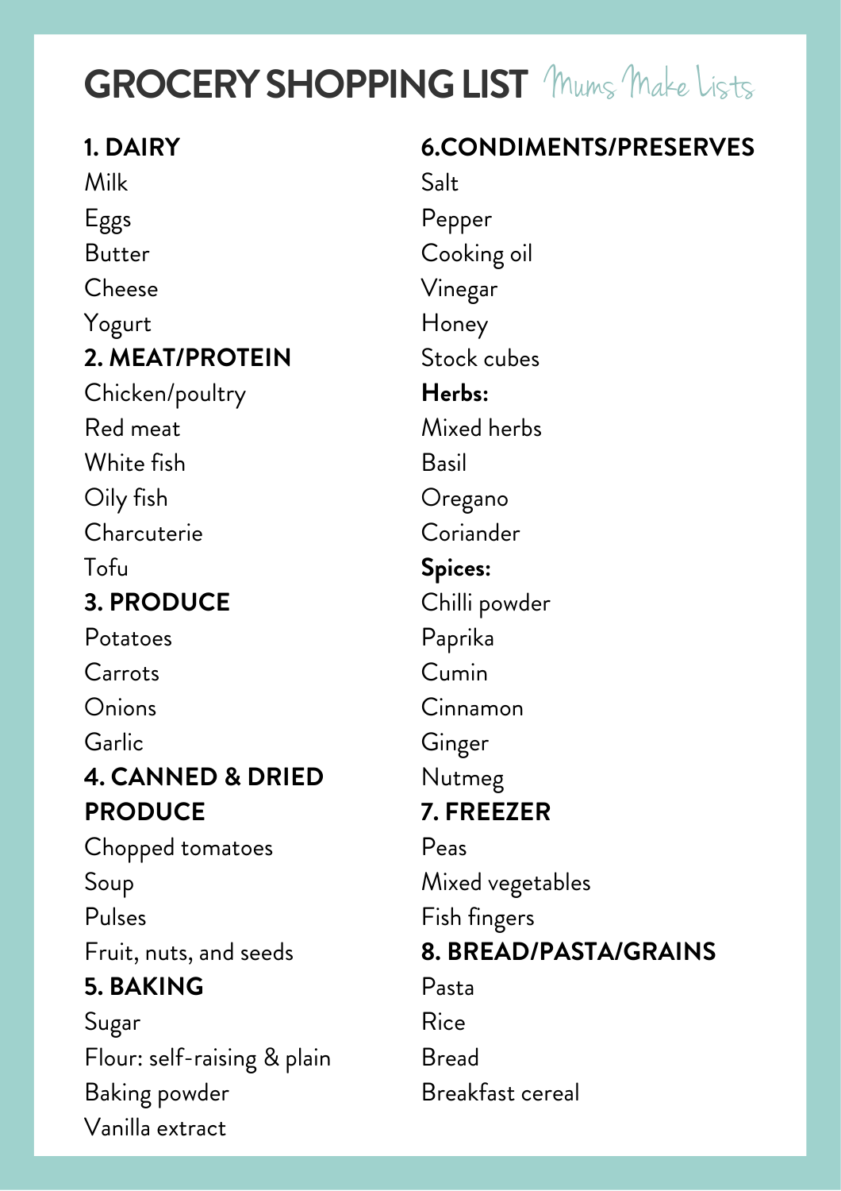# GROCERY SHOPPING LIST

Mums Make Lists

## 1. DAIRY

Milk
Eggs
Butter
Cheese
Yogurt

## 2. MEAT/PROTEIN

Chicken/poultry
Red meat
White fish
Oily fish
Charcuterie
Tofu

## 3. PRODUCE

Potatoes
Carrots
Onions
Garlic

## 4. CANNED & DRIED PRODUCE

Chopped tomatoes
Soup
Pulses
Fruit, nuts, and seeds

## 5. BAKING

Sugar
Flour: self-raising & plain
Baking powder
Vanilla extract

## 6.CONDIMENTS/PRESERVES

Salt
Pepper
Cooking oil
Vinegar
Honey
Stock cubes

**Herbs:**

Mixed herbs
Basil
Oregano
Coriander

**Spices:**

Chilli powder
Paprika
Cumin
Cinnamon
Ginger
Nutmeg

## 7. FREEZER

Peas
Mixed vegetables
Fish fingers

## 8. BREAD/PASTA/GRAINS

Pasta
Rice
Bread
Breakfast cereal